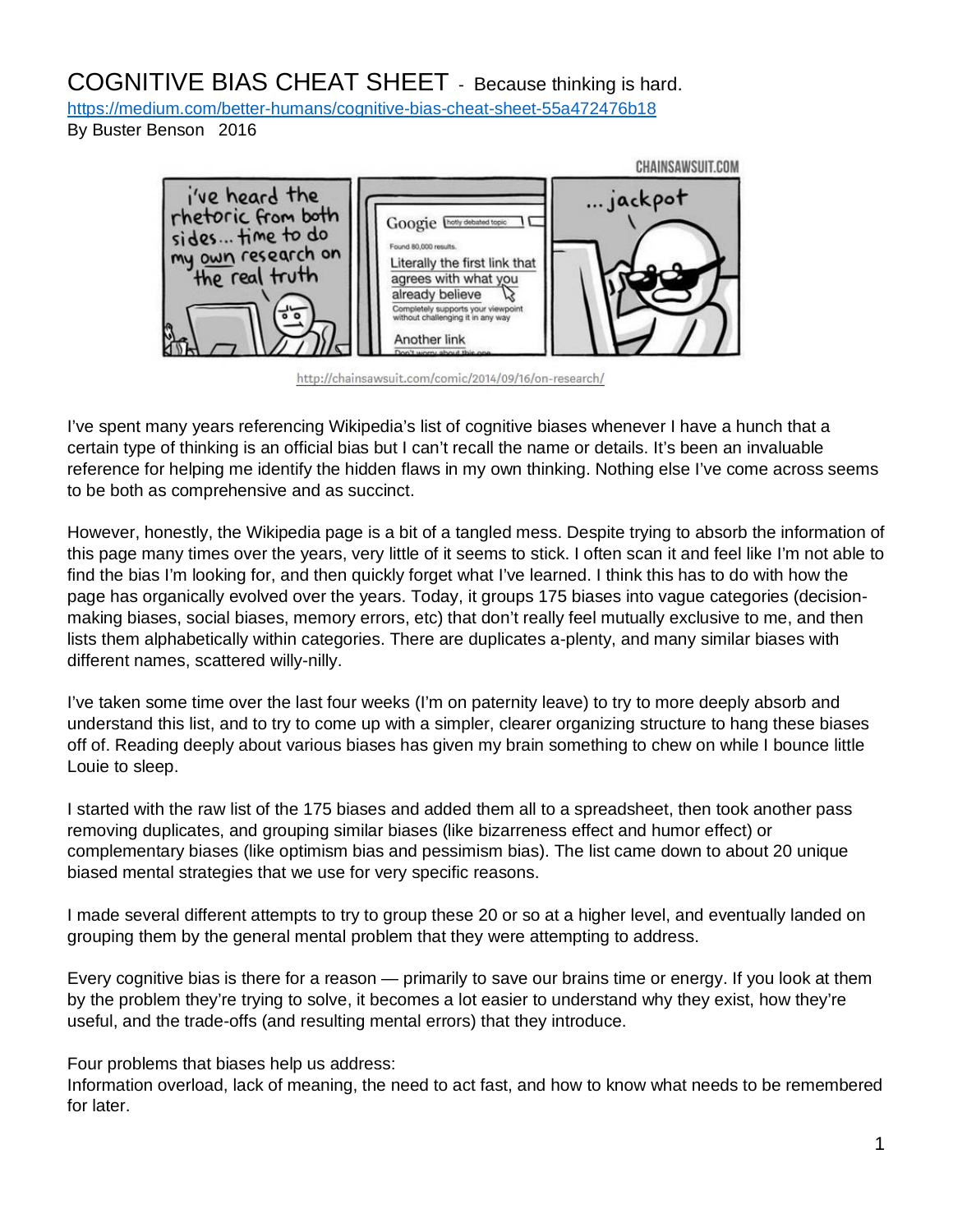# COGNITIVE BIAS CHEAT SHEET - Because thinking is hard.

https://medium.com/better-humans/cognitive-bias-cheat-sheet-55a472476b18

By Buster Benson 2016

http://chainsawsuit.com/comic/2014/09/16/on-research/

I've spent many years referencing Wikipedia's list of cognitive biases whenever I have a hunch that a certain type of thinking is an official bias but I can't recall the name or details. It's been an invaluable reference for helping me identify the hidden flaws in my own thinking. Nothing else I've come across seems to be both as comprehensive and as succinct.

However, honestly, the Wikipedia page is a bit of a tangled mess. Despite trying to absorb the information of this page many times over the years, very little of it seems to stick. I often scan it and feel like I'm not able to find the bias I'm looking for, and then quickly forget what I've learned. I think this has to do with how the page has organically evolved over the years. Today, it groups 175 biases into vague categories (decision-making biases, social biases, memory errors, etc) that don't really feel mutually exclusive to me, and then lists them alphabetically within categories. There are duplicates a-plenty, and many similar biases with different names, scattered willy-nilly.

I've taken some time over the last four weeks (I'm on paternity leave) to try to more deeply absorb and understand this list, and to try to come up with a simpler, clearer organizing structure to hang these biases off of. Reading deeply about various biases has given my brain something to chew on while I bounce little Louie to sleep.

I started with the raw list of the 175 biases and added them all to a spreadsheet, then took another pass removing duplicates, and grouping similar biases (like bizarreness effect and humor effect) or complementary biases (like optimism bias and pessimism bias). The list came down to about 20 unique biased mental strategies that we use for very specific reasons.

I made several different attempts to try to group these 20 or so at a higher level, and eventually landed on grouping them by the general mental problem that they were attempting to address.

Every cognitive bias is there for a reason — primarily to save our brains time or energy. If you look at them by the problem they're trying to solve, it becomes a lot easier to understand why they exist, how they're useful, and the trade-offs (and resulting mental errors) that they introduce.

Four problems that biases help us address:
Information overload, lack of meaning, the need to act fast, and how to know what needs to be remembered for later.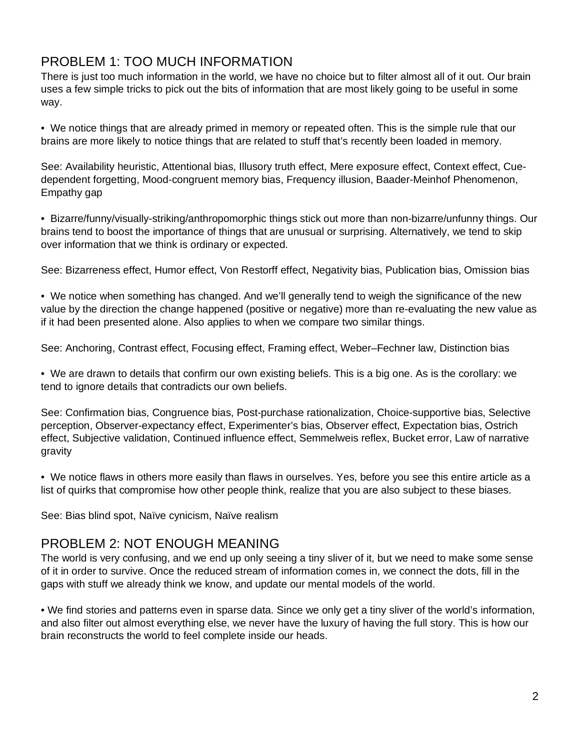## PROBLEM 1: TOO MUCH INFORMATION

There is just too much information in the world, we have no choice but to filter almost all of it out. Our brain uses a few simple tricks to pick out the bits of information that are most likely going to be useful in some way.

• We notice things that are already primed in memory or repeated often. This is the simple rule that our brains are more likely to notice things that are related to stuff that's recently been loaded in memory.

See: Availability heuristic, Attentional bias, Illusory truth effect, Mere exposure effect, Context effect, Cue-dependent forgetting, Mood-congruent memory bias, Frequency illusion, Baader-Meinhof Phenomenon, Empathy gap

• Bizarre/funny/visually-striking/anthropomorphic things stick out more than non-bizarre/unfunny things. Our brains tend to boost the importance of things that are unusual or surprising. Alternatively, we tend to skip over information that we think is ordinary or expected.

See: Bizarreness effect, Humor effect, Von Restorff effect, Negativity bias, Publication bias, Omission bias

• We notice when something has changed. And we'll generally tend to weigh the significance of the new value by the direction the change happened (positive or negative) more than re-evaluating the new value as if it had been presented alone. Also applies to when we compare two similar things.

See: Anchoring, Contrast effect, Focusing effect, Framing effect, Weber–Fechner law, Distinction bias

• We are drawn to details that confirm our own existing beliefs. This is a big one. As is the corollary: we tend to ignore details that contradicts our own beliefs.

See: Confirmation bias, Congruence bias, Post-purchase rationalization, Choice-supportive bias, Selective perception, Observer-expectancy effect, Experimenter's bias, Observer effect, Expectation bias, Ostrich effect, Subjective validation, Continued influence effect, Semmelweis reflex, Bucket error, Law of narrative gravity

• We notice flaws in others more easily than flaws in ourselves. Yes, before you see this entire article as a list of quirks that compromise how other people think, realize that you are also subject to these biases.

See: Bias blind spot, Naïve cynicism, Naïve realism

## PROBLEM 2: NOT ENOUGH MEANING

The world is very confusing, and we end up only seeing a tiny sliver of it, but we need to make some sense of it in order to survive. Once the reduced stream of information comes in, we connect the dots, fill in the gaps with stuff we already think we know, and update our mental models of the world.

• We find stories and patterns even in sparse data. Since we only get a tiny sliver of the world's information, and also filter out almost everything else, we never have the luxury of having the full story. This is how our brain reconstructs the world to feel complete inside our heads.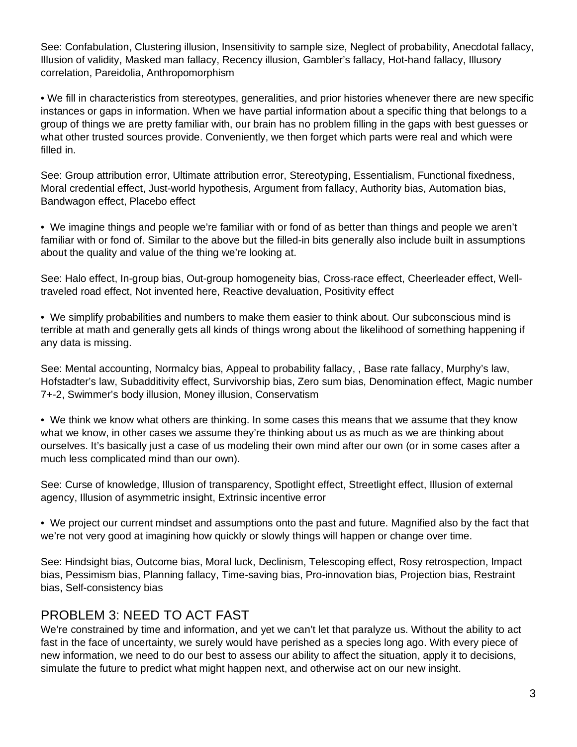See: Confabulation, Clustering illusion, Insensitivity to sample size, Neglect of probability, Anecdotal fallacy, Illusion of validity, Masked man fallacy, Recency illusion, Gambler's fallacy, Hot-hand fallacy, Illusory correlation, Pareidolia, Anthropomorphism

• We fill in characteristics from stereotypes, generalities, and prior histories whenever there are new specific instances or gaps in information. When we have partial information about a specific thing that belongs to a group of things we are pretty familiar with, our brain has no problem filling in the gaps with best guesses or what other trusted sources provide. Conveniently, we then forget which parts were real and which were filled in.

See: Group attribution error, Ultimate attribution error, Stereotyping, Essentialism, Functional fixedness, Moral credential effect, Just-world hypothesis, Argument from fallacy, Authority bias, Automation bias, Bandwagon effect, Placebo effect

• We imagine things and people we're familiar with or fond of as better than things and people we aren't familiar with or fond of. Similar to the above but the filled-in bits generally also include built in assumptions about the quality and value of the thing we're looking at.

See: Halo effect, In-group bias, Out-group homogeneity bias, Cross-race effect, Cheerleader effect, Well-traveled road effect, Not invented here, Reactive devaluation, Positivity effect

• We simplify probabilities and numbers to make them easier to think about. Our subconscious mind is terrible at math and generally gets all kinds of things wrong about the likelihood of something happening if any data is missing.

See: Mental accounting, Normalcy bias, Appeal to probability fallacy, , Base rate fallacy, Murphy's law, Hofstadter's law, Subadditivity effect, Survivorship bias, Zero sum bias, Denomination effect, Magic number 7+-2, Swimmer's body illusion, Money illusion, Conservatism

• We think we know what others are thinking. In some cases this means that we assume that they know what we know, in other cases we assume they're thinking about us as much as we are thinking about ourselves. It's basically just a case of us modeling their own mind after our own (or in some cases after a much less complicated mind than our own).

See: Curse of knowledge, Illusion of transparency, Spotlight effect, Streetlight effect, Illusion of external agency, Illusion of asymmetric insight, Extrinsic incentive error

• We project our current mindset and assumptions onto the past and future. Magnified also by the fact that we're not very good at imagining how quickly or slowly things will happen or change over time.

See: Hindsight bias, Outcome bias, Moral luck, Declinism, Telescoping effect, Rosy retrospection, Impact bias, Pessimism bias, Planning fallacy, Time-saving bias, Pro-innovation bias, Projection bias, Restraint bias, Self-consistency bias

## PROBLEM 3: NEED TO ACT FAST

We're constrained by time and information, and yet we can't let that paralyze us. Without the ability to act fast in the face of uncertainty, we surely would have perished as a species long ago. With every piece of new information, we need to do our best to assess our ability to affect the situation, apply it to decisions, simulate the future to predict what might happen next, and otherwise act on our new insight.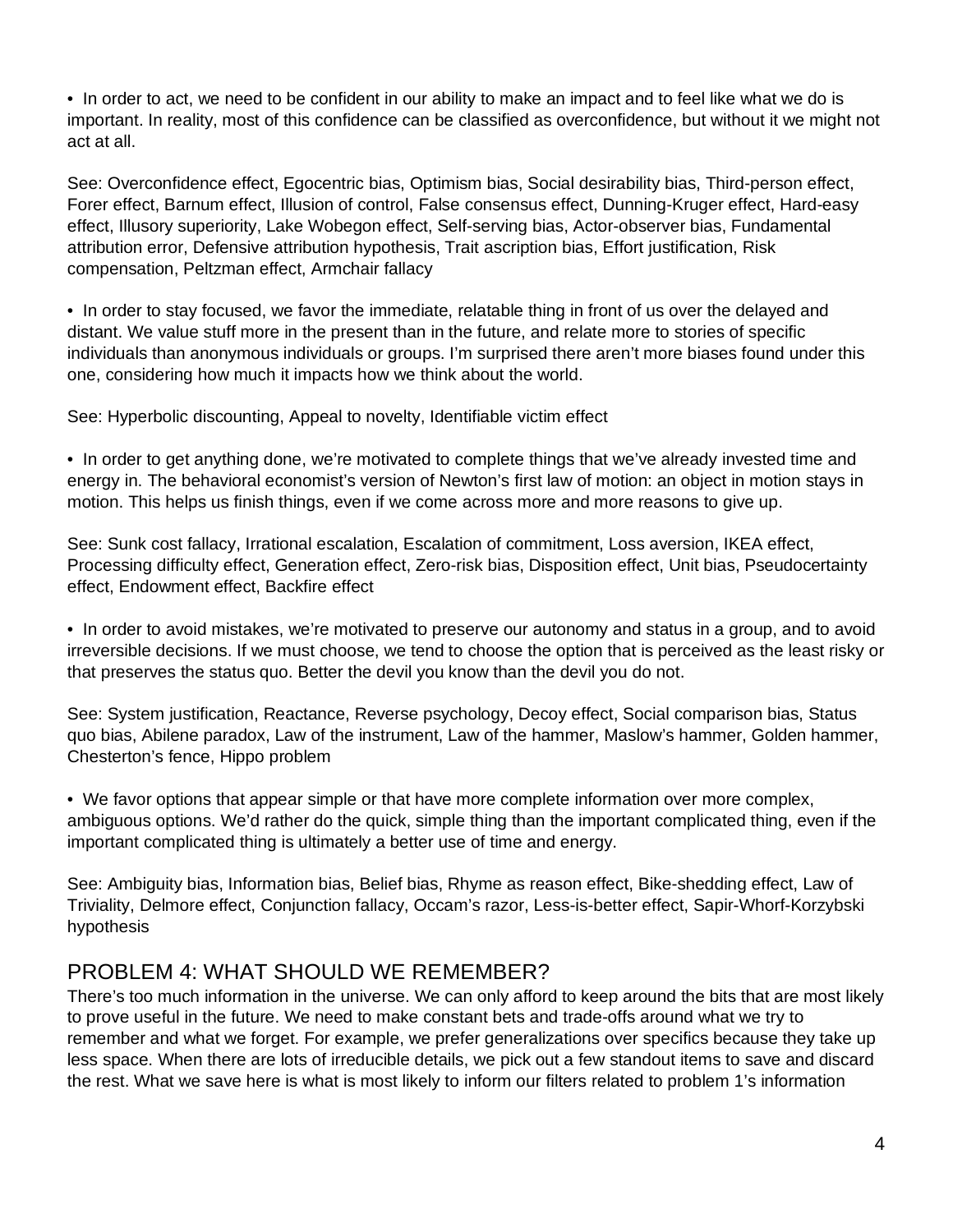- In order to act, we need to be confident in our ability to make an impact and to feel like what we do is important. In reality, most of this confidence can be classified as overconfidence, but without it we might not act at all.

See: Overconfidence effect, Egocentric bias, Optimism bias, Social desirability bias, Third-person effect, Forer effect, Barnum effect, Illusion of control, False consensus effect, Dunning-Kruger effect, Hard-easy effect, Illusory superiority, Lake Wobegon effect, Self-serving bias, Actor-observer bias, Fundamental attribution error, Defensive attribution hypothesis, Trait ascription bias, Effort justification, Risk compensation, Peltzman effect, Armchair fallacy

- In order to stay focused, we favor the immediate, relatable thing in front of us over the delayed and distant. We value stuff more in the present than in the future, and relate more to stories of specific individuals than anonymous individuals or groups. I'm surprised there aren't more biases found under this one, considering how much it impacts how we think about the world.

See: Hyperbolic discounting, Appeal to novelty, Identifiable victim effect

- In order to get anything done, we're motivated to complete things that we've already invested time and energy in. The behavioral economist's version of Newton's first law of motion: an object in motion stays in motion. This helps us finish things, even if we come across more and more reasons to give up.

See: Sunk cost fallacy, Irrational escalation, Escalation of commitment, Loss aversion, IKEA effect, Processing difficulty effect, Generation effect, Zero-risk bias, Disposition effect, Unit bias, Pseudocertainty effect, Endowment effect, Backfire effect

- In order to avoid mistakes, we're motivated to preserve our autonomy and status in a group, and to avoid irreversible decisions. If we must choose, we tend to choose the option that is perceived as the least risky or that preserves the status quo. Better the devil you know than the devil you do not.

See: System justification, Reactance, Reverse psychology, Decoy effect, Social comparison bias, Status quo bias, Abilene paradox, Law of the instrument, Law of the hammer, Maslow's hammer, Golden hammer, Chesterton's fence, Hippo problem

- We favor options that appear simple or that have more complete information over more complex, ambiguous options. We'd rather do the quick, simple thing than the important complicated thing, even if the important complicated thing is ultimately a better use of time and energy.

See: Ambiguity bias, Information bias, Belief bias, Rhyme as reason effect, Bike-shedding effect, Law of Triviality, Delmore effect, Conjunction fallacy, Occam's razor, Less-is-better effect, Sapir-Whorf-Korzybski hypothesis

## PROBLEM 4: WHAT SHOULD WE REMEMBER?

There's too much information in the universe. We can only afford to keep around the bits that are most likely to prove useful in the future. We need to make constant bets and trade-offs around what we try to remember and what we forget. For example, we prefer generalizations over specifics because they take up less space. When there are lots of irreducible details, we pick out a few standout items to save and discard the rest. What we save here is what is most likely to inform our filters related to problem 1's information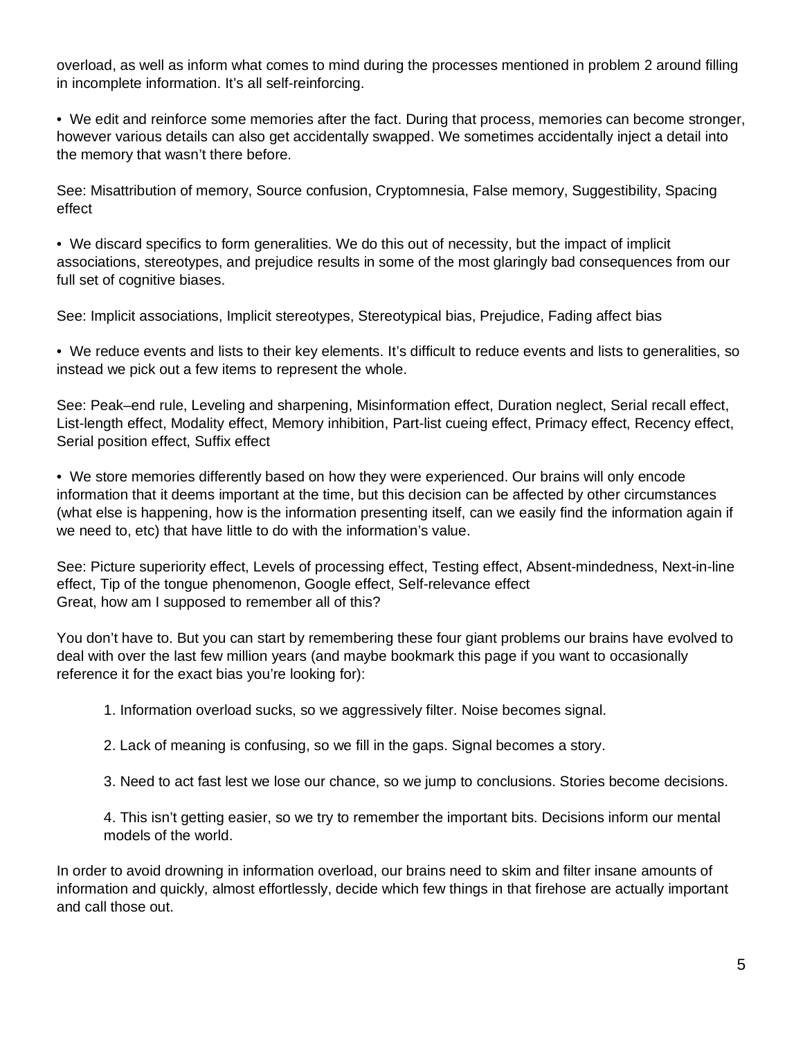overload, as well as inform what comes to mind during the processes mentioned in problem 2 around filling in incomplete information. It's all self-reinforcing.

- We edit and reinforce some memories after the fact. During that process, memories can become stronger, however various details can also get accidentally swapped. We sometimes accidentally inject a detail into the memory that wasn't there before.

See: Misattribution of memory, Source confusion, Cryptomnesia, False memory, Suggestibility, Spacing effect

- We discard specifics to form generalities. We do this out of necessity, but the impact of implicit associations, stereotypes, and prejudice results in some of the most glaringly bad consequences from our full set of cognitive biases.

See: Implicit associations, Implicit stereotypes, Stereotypical bias, Prejudice, Fading affect bias

- We reduce events and lists to their key elements. It's difficult to reduce events and lists to generalities, so instead we pick out a few items to represent the whole.

See: Peak–end rule, Leveling and sharpening, Misinformation effect, Duration neglect, Serial recall effect, List-length effect, Modality effect, Memory inhibition, Part-list cueing effect, Primacy effect, Recency effect, Serial position effect, Suffix effect

- We store memories differently based on how they were experienced. Our brains will only encode information that it deems important at the time, but this decision can be affected by other circumstances (what else is happening, how is the information presenting itself, can we easily find the information again if we need to, etc) that have little to do with the information's value.

See: Picture superiority effect, Levels of processing effect, Testing effect, Absent-mindedness, Next-in-line effect, Tip of the tongue phenomenon, Google effect, Self-relevance effect

## Great, how am I supposed to remember all of this?

You don't have to. But you can start by remembering these four giant problems our brains have evolved to deal with over the last few million years (and maybe bookmark this page if you want to occasionally reference it for the exact bias you're looking for):

1. Information overload sucks, so we aggressively filter. Noise becomes signal.

2. Lack of meaning is confusing, so we fill in the gaps. Signal becomes a story.

3. Need to act fast lest we lose our chance, so we jump to conclusions. Stories become decisions.

4. This isn't getting easier, so we try to remember the important bits. Decisions inform our mental models of the world.

In order to avoid drowning in information overload, our brains need to skim and filter insane amounts of information and quickly, almost effortlessly, decide which few things in that firehose are actually important and call those out.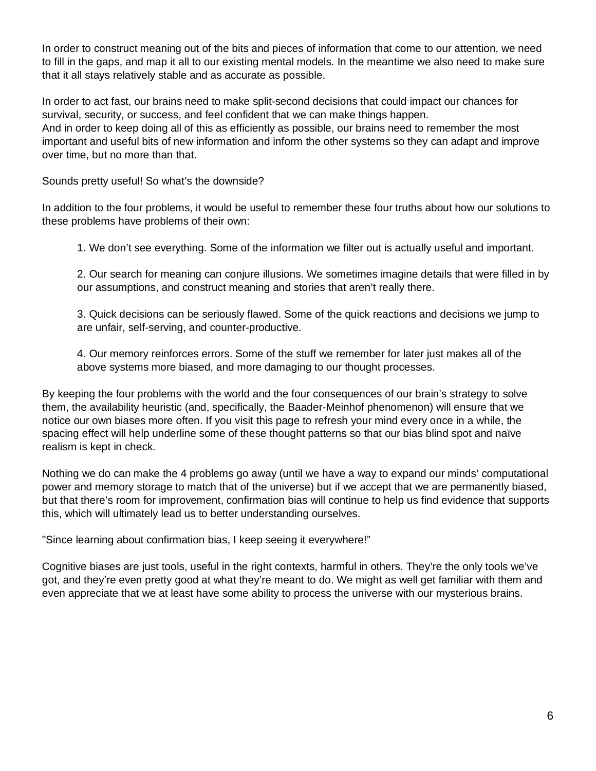In order to construct meaning out of the bits and pieces of information that come to our attention, we need to fill in the gaps, and map it all to our existing mental models. In the meantime we also need to make sure that it all stays relatively stable and as accurate as possible.

In order to act fast, our brains need to make split-second decisions that could impact our chances for survival, security, or success, and feel confident that we can make things happen.
And in order to keep doing all of this as efficiently as possible, our brains need to remember the most important and useful bits of new information and inform the other systems so they can adapt and improve over time, but no more than that.

Sounds pretty useful! So what's the downside?

In addition to the four problems, it would be useful to remember these four truths about how our solutions to these problems have problems of their own:

1. We don't see everything. Some of the information we filter out is actually useful and important.

2. Our search for meaning can conjure illusions. We sometimes imagine details that were filled in by our assumptions, and construct meaning and stories that aren't really there.

3. Quick decisions can be seriously flawed. Some of the quick reactions and decisions we jump to are unfair, self-serving, and counter-productive.

4. Our memory reinforces errors. Some of the stuff we remember for later just makes all of the above systems more biased, and more damaging to our thought processes.

By keeping the four problems with the world and the four consequences of our brain's strategy to solve them, the availability heuristic (and, specifically, the Baader-Meinhof phenomenon) will ensure that we notice our own biases more often. If you visit this page to refresh your mind every once in a while, the spacing effect will help underline some of these thought patterns so that our bias blind spot and naïve realism is kept in check.

Nothing we do can make the 4 problems go away (until we have a way to expand our minds' computational power and memory storage to match that of the universe) but if we accept that we are permanently biased, but that there's room for improvement, confirmation bias will continue to help us find evidence that supports this, which will ultimately lead us to better understanding ourselves.

"Since learning about confirmation bias, I keep seeing it everywhere!"

Cognitive biases are just tools, useful in the right contexts, harmful in others. They're the only tools we've got, and they're even pretty good at what they're meant to do. We might as well get familiar with them and even appreciate that we at least have some ability to process the universe with our mysterious brains.